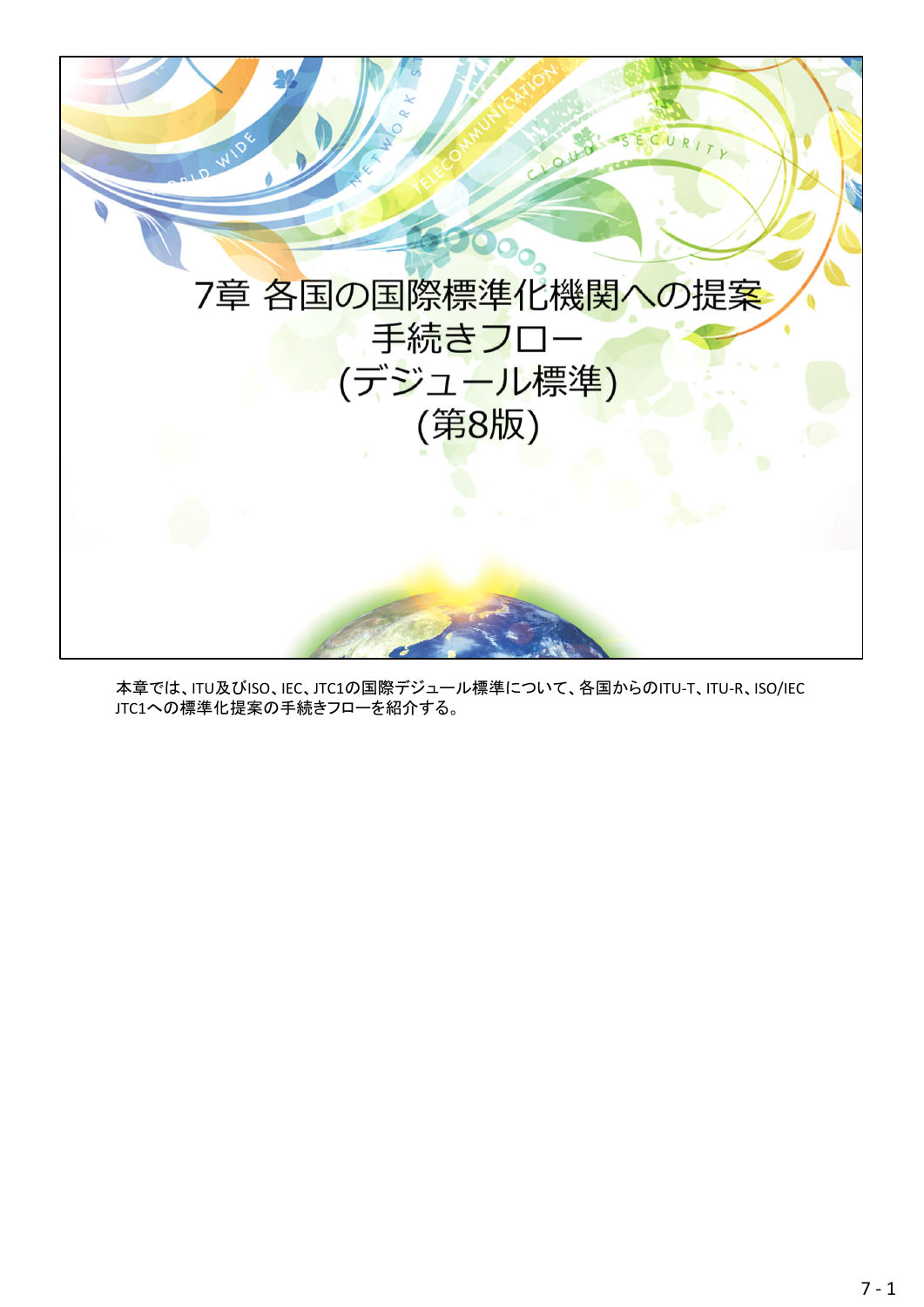# 7章 各国の国際標準化機関への提案手続きフロー (デジュール標準) (第8版)

本章では、ITU及びISO、IEC、JTC1の国際デジュール標準について、各国からのITU-T、ITU-R、ISO/IEC JTC1への標準化提案の手続きフローを紹介する。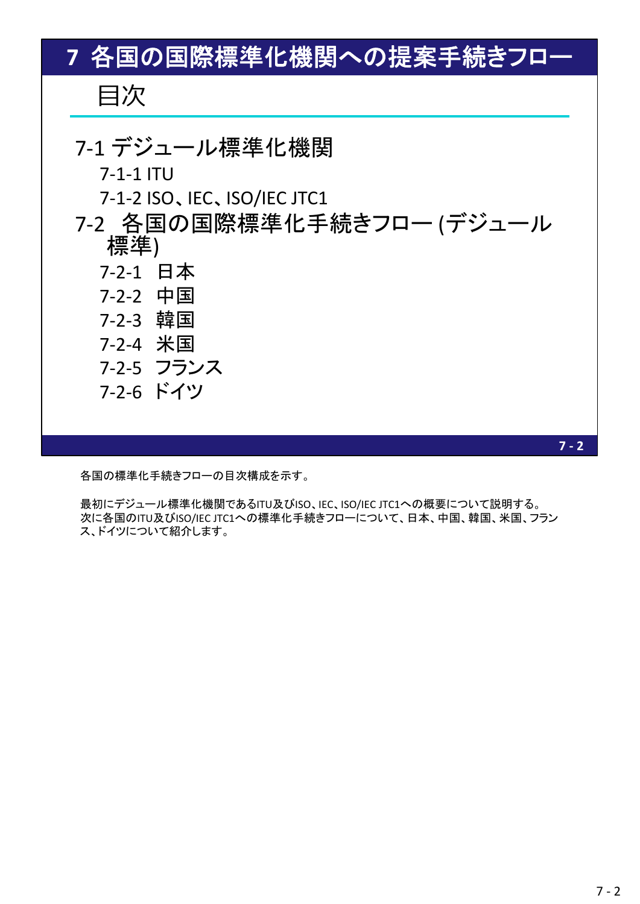# 7 各国の国際標準化機関への提案手続きフロー

## 目次

### 7-1 デジュール標準化機関

- 7-1-1 ITU
- 7-1-2 ISO、IEC、ISO/IEC JTC1

### 7-2 各国の国際標準化手続きフロー (デジュール標準)

- 7-2-1 日本
- 7-2-2 中国
- 7-2-3 韓国
- 7-2-4 米国
- 7-2-5 フランス
- 7-2-6 ドイツ

各国の標準化手続きフローの目次構成を示す。

最初にデジュール標準化機関であるITU及びISO、IEC、ISO/IEC JTC1への概要について説明する。
次に各国のITU及びISO/IEC JTC1への標準化手続きフローについて、日本、中国、韓国、米国、フランス、ドイツについて紹介します。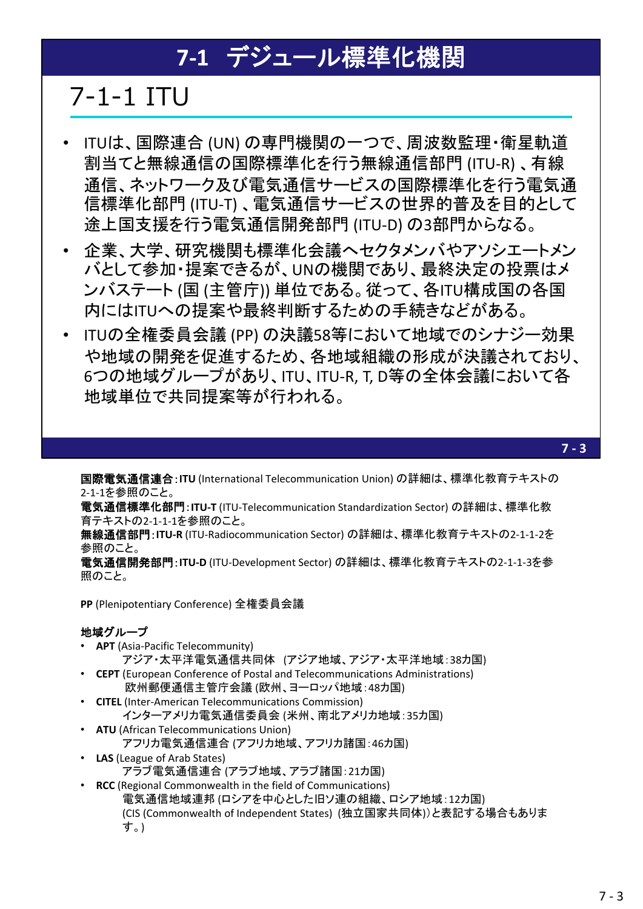# 7-1 デジュール標準化機関

## 7-1-1 ITU

- ITUは、国際連合 (UN) の専門機関の一つで、周波数監理・衛星軌道割当てと無線通信の国際標準化を行う無線通信部門 (ITU-R) 、有線通信、ネットワーク及び電気通信サービスの国際標準化を行う電気通信標準化部門 (ITU-T) 、電気通信サービスの世界的普及を目的として途上国支援を行う電気通信開発部門 (ITU-D) の3部門からなる。
- 企業、大学、研究機関も標準化会議へセクタメンバやアソシエートメンバとして参加・提案できるが、UNの機関であり、最終決定の投票はメンバステート (国 (主管庁)) 単位である。従って、各ITU構成国の各国内にはITUへの提案や最終判断するための手続きなどがある。
- ITUの全権委員会議 (PP) の決議58等において地域でのシナジー効果や地域の開発を促進するため、各地域組織の形成が決議されており、6つの地域グループがあり、ITU、ITU-R, T, D等の全体会議において各地域単位で共同提案等が行われる。

**国際電気通信連合**:**ITU** (International Telecommunication Union) の詳細は、標準化教育テキストの2-1-1を参照のこと。
**電気通信標準化部門**:**ITU-T** (ITU-Telecommunication Standardization Sector) の詳細は、標準化教育テキストの2-1-1-1を参照のこと。
**無線通信部門**:**ITU-R** (ITU-Radiocommunication Sector) の詳細は、標準化教育テキストの2-1-1-2を参照のこと。
**電気通信開発部門**:**ITU-D** (ITU-Development Sector) の詳細は、標準化教育テキストの2-1-1-3を参照のこと。

**PP** (Plenipotentiary Conference) 全権委員会議

**地域グループ**

- **APT** (Asia-Pacific Telecommunity)
  アジア・太平洋電気通信共同体 (アジア地域、アジア・太平洋地域:38カ国)
- **CEPT** (European Conference of Postal and Telecommunications Administrations)
  欧州郵便通信主管庁会議 (欧州、ヨーロッパ地域:48カ国)
- **CITEL** (Inter-American Telecommunications Commission)
  インターアメリカ電気通信委員会 (米州、南北アメリカ地域:35カ国)
- **ATU** (African Telecommunications Union)
  アフリカ電気通信連合 (アフリカ地域、アフリカ諸国:46カ国)
- **LAS** (League of Arab States)
  アラブ電気通信連合 (アラブ地域、アラブ諸国:21カ国)
- **RCC** (Regional Commonwealth in the field of Communications)
  電気通信地域連邦 (ロシアを中心とした旧ソ連の組織、ロシア地域:12カ国)
  (CIS (Commonwealth of Independent States) (独立国家共同体))と表記する場合もあります。)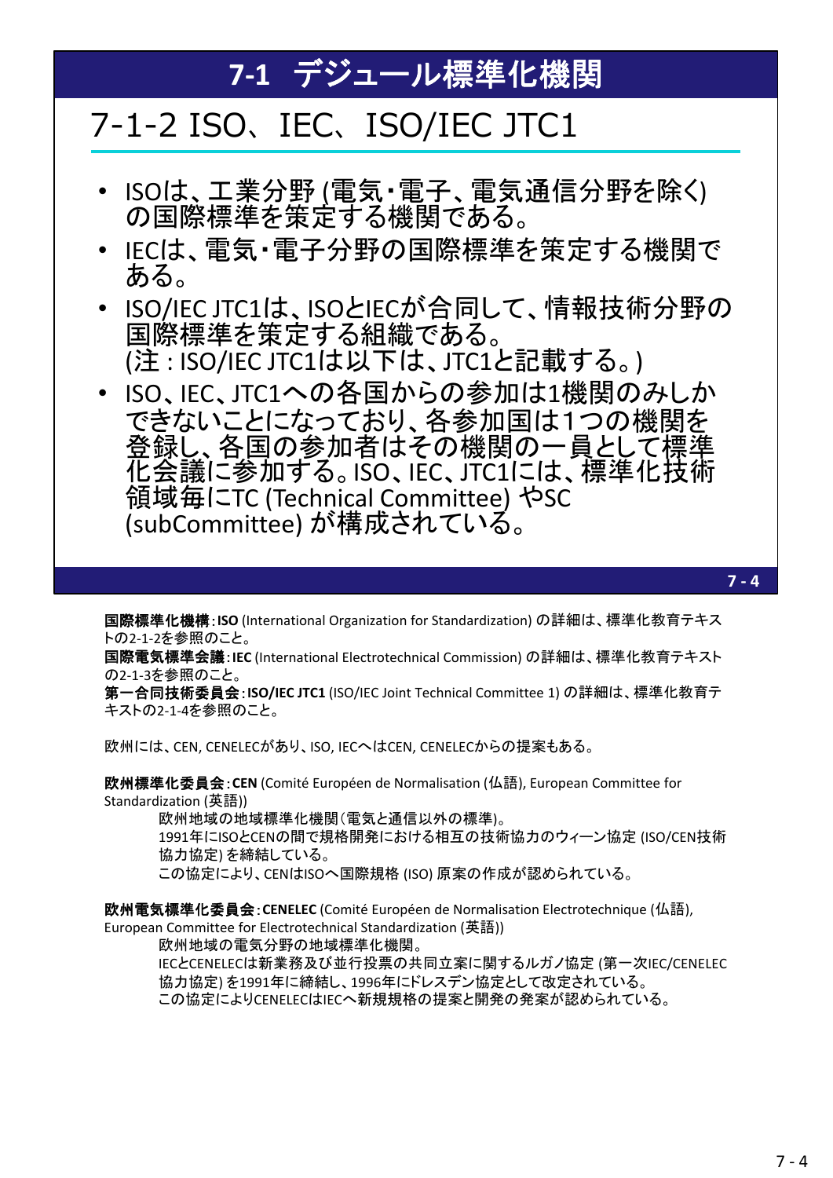# 7-1 デジュール標準化機関

## 7-1-2 ISO、IEC、ISO/IEC JTC1

- ISOは、工業分野 (電気・電子、電気通信分野を除く) の国際標準を策定する機関である。
- IECは、電気・電子分野の国際標準を策定する機関である。
- ISO/IEC JTC1は、ISOとIECが合同して、情報技術分野の国際標準を策定する組織である。
  (注 : ISO/IEC JTC1は以下は、JTC1と記載する。)
- ISO、IEC、JTC1への各国からの参加は1機関のみしかできないことになっており、各参加国は1つの機関を登録し、各国の参加者はその機関の一員として標準化会議に参加する。ISO、IEC、JTC1には、標準化技術領域毎にTC (Technical Committee) やSC (subCommittee) が構成されている。

7 - 4

**国際標準化機構**:**ISO** (International Organization for Standardization) の詳細は、標準化教育テキストの2-1-2を参照のこと。
**国際電気標準会議**:**IEC** (International Electrotechnical Commission) の詳細は、標準化教育テキストの2-1-3を参照のこと。
**第一合同技術委員会**:**ISO/IEC JTC1** (ISO/IEC Joint Technical Committee 1) の詳細は、標準化教育テキストの2-1-4を参照のこと。

欧州には、CEN, CENELECがあり、ISO, IECへはCEN, CENELECからの提案もある。

**欧州標準化委員会**:**CEN** (Comité Européen de Normalisation (仏語), European Committee for Standardization (英語))
欧州地域の地域標準化機関（電気と通信以外の標準)。
1991年にISOとCENの間で規格開発における相互の技術協力のウィーン協定 (ISO/CEN技術協力協定) を締結している。
この協定により、CENはISOへ国際規格 (ISO) 原案の作成が認められている。

**欧州電気標準化委員会**:**CENELEC** (Comité Européen de Normalisation Electrotechnique (仏語), European Committee for Electrotechnical Standardization (英語))
欧州地域の電気分野の地域標準化機関。
IECとCENELECは新業務及び並行投票の共同立案に関するルガノ協定 (第一次IEC/CENELEC協力協定) を1991年に締結し、1996年にドレスデン協定として改定されている。
この協定によりCENELECはIECへ新規規格の提案と開発の発案が認められている。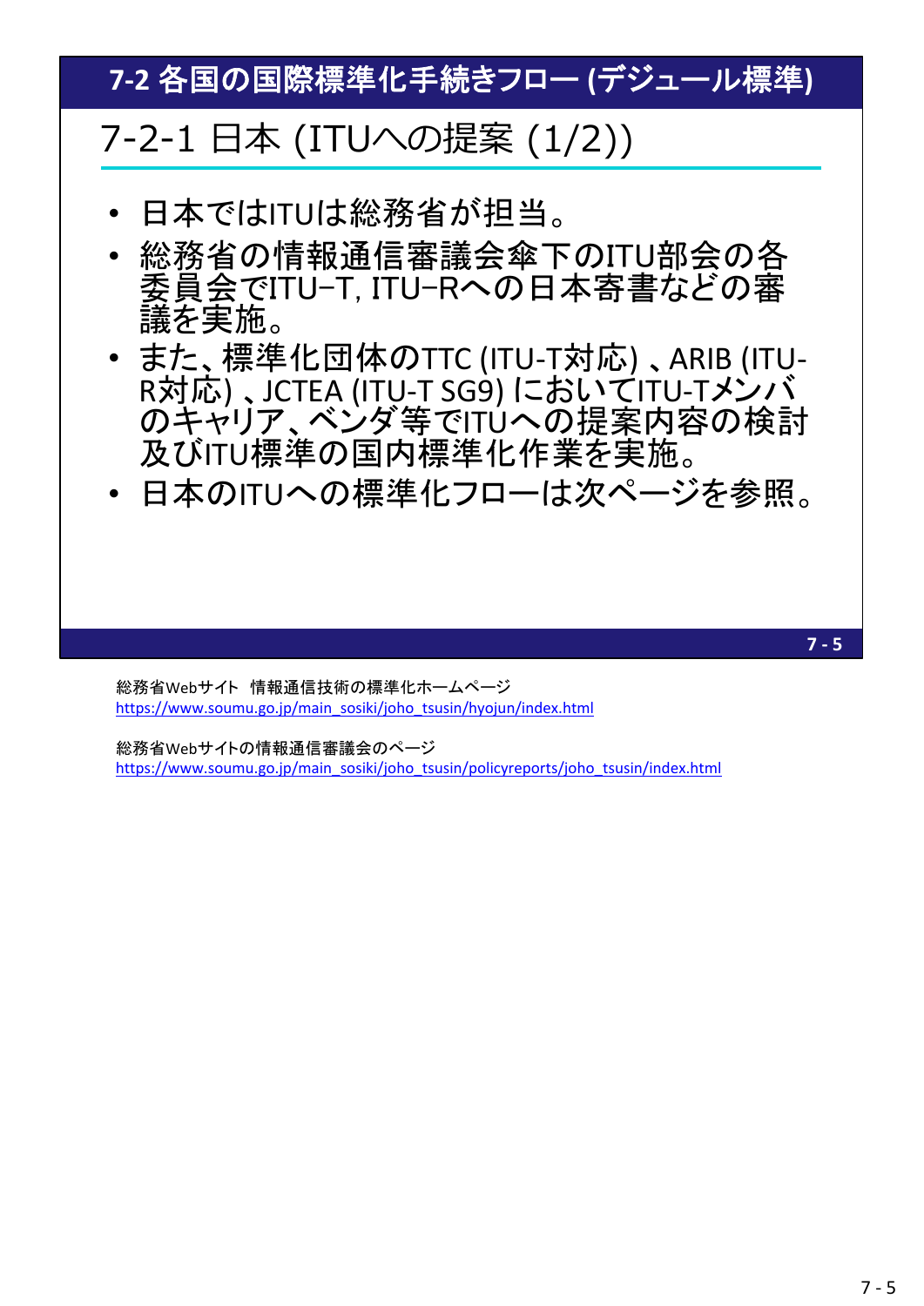# 7-2 各国の国際標準化手続きフロー (デジュール標準)

## 7-2-1 日本 (ITUへの提案 (1/2))

- 日本ではITUは総務省が担当。
- 総務省の情報通信審議会傘下のITU部会の各委員会でITU–T, ITU–Rへの日本寄書などの審議を実施。
- また、標準化団体のTTC (ITU-T対応) 、ARIB (ITU-R対応) 、JCTEA (ITU-T SG9) においてITU-Tメンバのキャリア、ベンダ等でITUへの提案内容の検討及びITU標準の国内標準化作業を実施。
- 日本のITUへの標準化フローは次ページを参照。

総務省Webサイト　情報通信技術の標準化ホームページ
https://www.soumu.go.jp/main_sosiki/joho_tsusin/hyojun/index.html

総務省Webサイトの情報通信審議会のページ
https://www.soumu.go.jp/main_sosiki/joho_tsusin/policyreports/joho_tsusin/index.html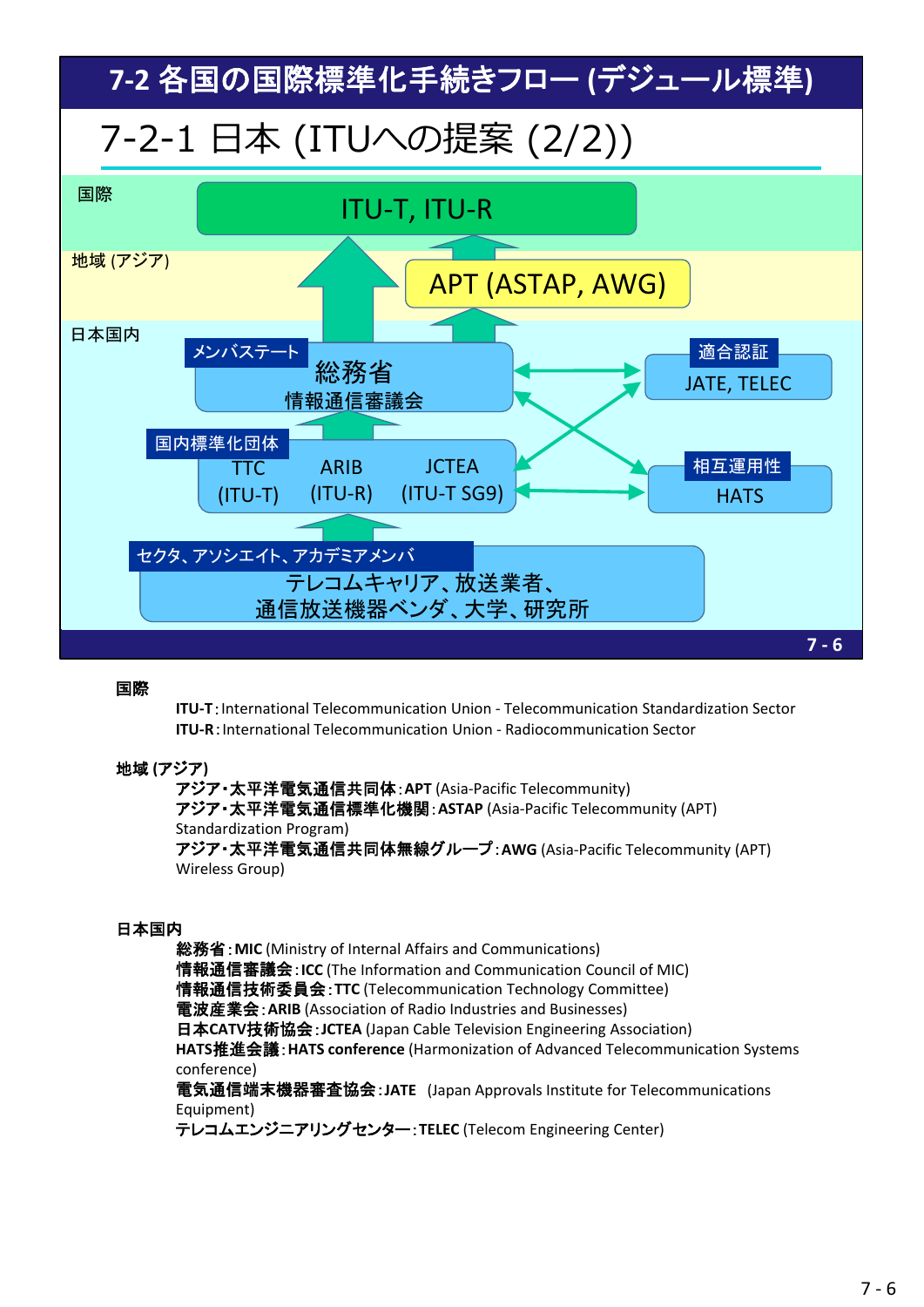# 7-2 各国の国際標準化手続きフロー (デジュール標準)

## 7-2-1 日本 (ITUへの提案 (2/2))

国際

ITU-T, ITU-R

地域 (アジア)

APT (ASTAP, AWG)

日本国内

メンバステート
総務省
情報通信審議会

適合認証
JATE, TELEC

国内標準化団体
TTC (ITU-T)　ARIB (ITU-R)　JCTEA (ITU-T SG9)

相互運用性
HATS

セクタ、アソシエイト、アカデミアメンバ
テレコムキャリア、放送業者、
通信放送機器ベンダ、大学、研究所

**国際**

**ITU-T**:International Telecommunication Union - Telecommunication Standardization Sector
**ITU-R**:International Telecommunication Union - Radiocommunication Sector

**地域 (アジア)**

**アジア･太平洋電気通信共同体**:**APT** (Asia-Pacific Telecommunity)
**アジア･太平洋電気通信標準化機関**:**ASTAP** (Asia-Pacific Telecommunity (APT) Standardization Program)
**アジア･太平洋電気通信共同体無線グループ**:**AWG** (Asia-Pacific Telecommunity (APT) Wireless Group)

**日本国内**

**総務省**:**MIC** (Ministry of Internal Affairs and Communications)
**情報通信審議会**:**ICC** (The Information and Communication Council of MIC)
**情報通信技術委員会**:**TTC** (Telecommunication Technology Committee)
**電波産業会**:**ARIB** (Association of Radio Industries and Businesses)
**日本CATV技術協会**:**JCTEA** (Japan Cable Television Engineering Association)
**HATS推進会議**:**HATS conference** (Harmonization of Advanced Telecommunication Systems conference)
**電気通信端末機器審査協会**:**JATE** (Japan Approvals Institute for Telecommunications Equipment)
**テレコムエンジニアリングセンター**:**TELEC** (Telecom Engineering Center)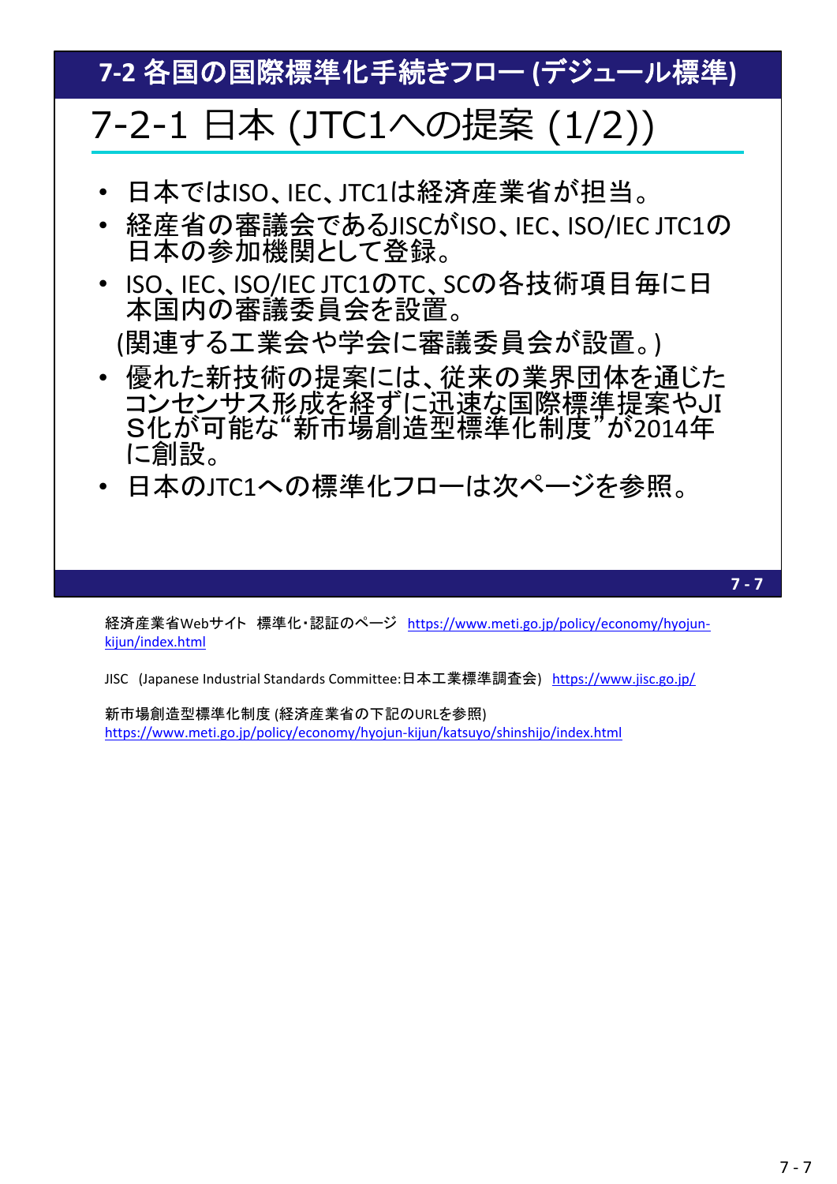## 7-2 各国の国際標準化手続きフロー (デジュール標準)

# 7-2-1 日本 (JTC1への提案 (1/2))

- 日本ではISO、IEC、JTC1は経済産業省が担当。
- 経産省の審議会であるJISCがISO、IEC、ISO/IEC JTC1の日本の参加機関として登録。
- ISO、IEC、ISO/IEC JTC1のTC、SCの各技術項目毎に日本国内の審議委員会を設置。

  (関連する工業会や学会に審議委員会が設置。)
- 優れた新技術の提案には、従来の業界団体を通じたコンセンサス形成を経ずに迅速な国際標準提案やJIS化が可能な"新市場創造型標準化制度"が2014年に創設。
- 日本のJTC1への標準化フローは次ページを参照。

経済産業省Webサイト　標準化・認証のページ　https://www.meti.go.jp/policy/economy/hyojun-kijun/index.html

JISC　(Japanese Industrial Standards Committee:日本工業標準調査会)　https://www.jisc.go.jp/

新市場創造型標準化制度 (経済産業省の下記のURLを参照)
https://www.meti.go.jp/policy/economy/hyojun-kijun/katsuyo/shinshijo/index.html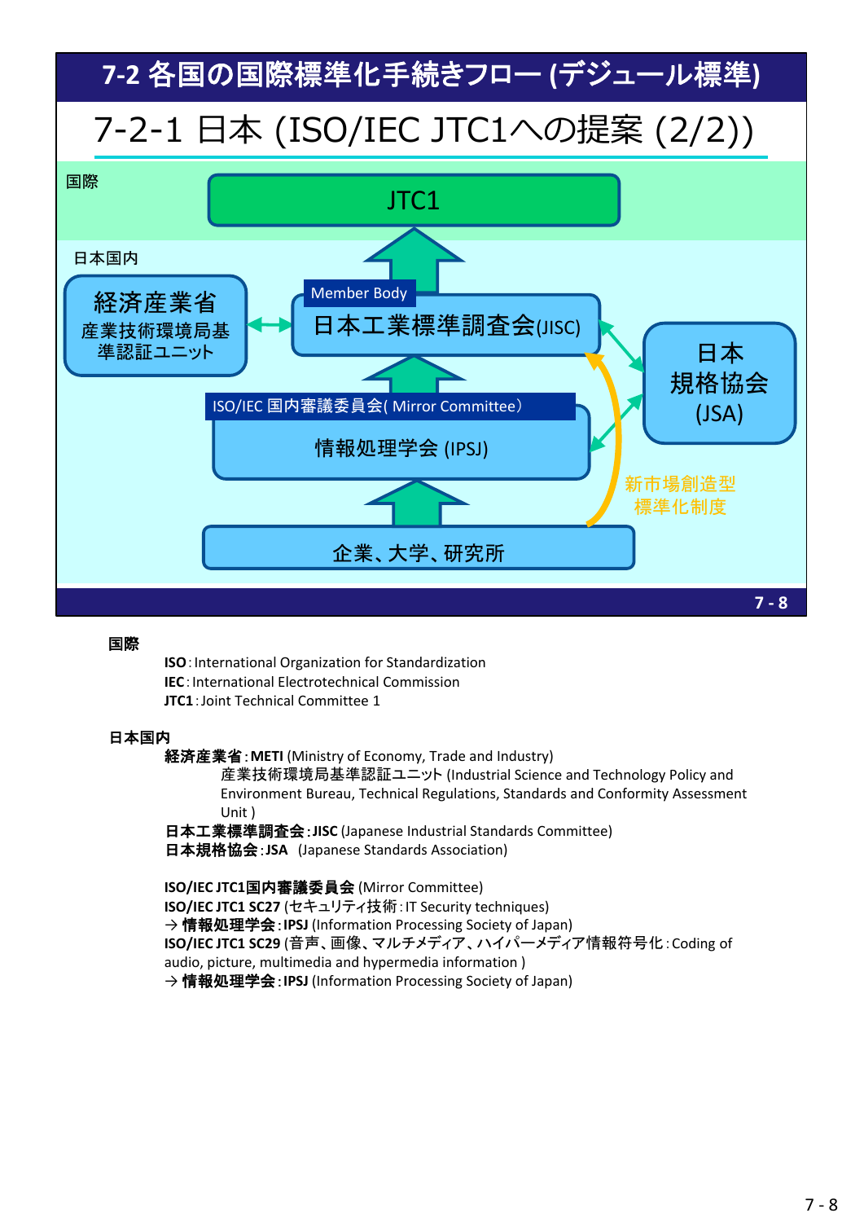# 7-2 各国の国際標準化手続きフロー (デジュール標準)

## 7-2-1 日本 (ISO/IEC JTC1への提案 (2/2))

国際

JTC1

日本国内

経済産業省
産業技術環境局基準認証ユニット

Member Body
日本工業標準調査会(JISC)

日本規格協会 (JSA)

ISO/IEC 国内審議委員会( Mirror Committee)
情報処理学会 (IPSJ)

新市場創造型標準化制度

企業、大学、研究所

**国際**

**ISO**: International Organization for Standardization
**IEC**: International Electrotechnical Commission
**JTC1**: Joint Technical Committee 1

**日本国内**

**経済産業省**: **METI** (Ministry of Economy, Trade and Industry)
産業技術環境局基準認証ユニット (Industrial Science and Technology Policy and Environment Bureau, Technical Regulations, Standards and Conformity Assessment Unit )
**日本工業標準調査会**: **JISC** (Japanese Industrial Standards Committee)
**日本規格協会**: **JSA** (Japanese Standards Association)

**ISO/IEC JTC1国内審議委員会** (Mirror Committee)
**ISO/IEC JTC1 SC27** (セキュリティ技術: IT Security techniques)
→ **情報処理学会**: **IPSJ** (Information Processing Society of Japan)
**ISO/IEC JTC1 SC29** (音声、画像、マルチメディア、ハイパーメディア情報符号化: Coding of audio, picture, multimedia and hypermedia information )
→ **情報処理学会**: **IPSJ** (Information Processing Society of Japan)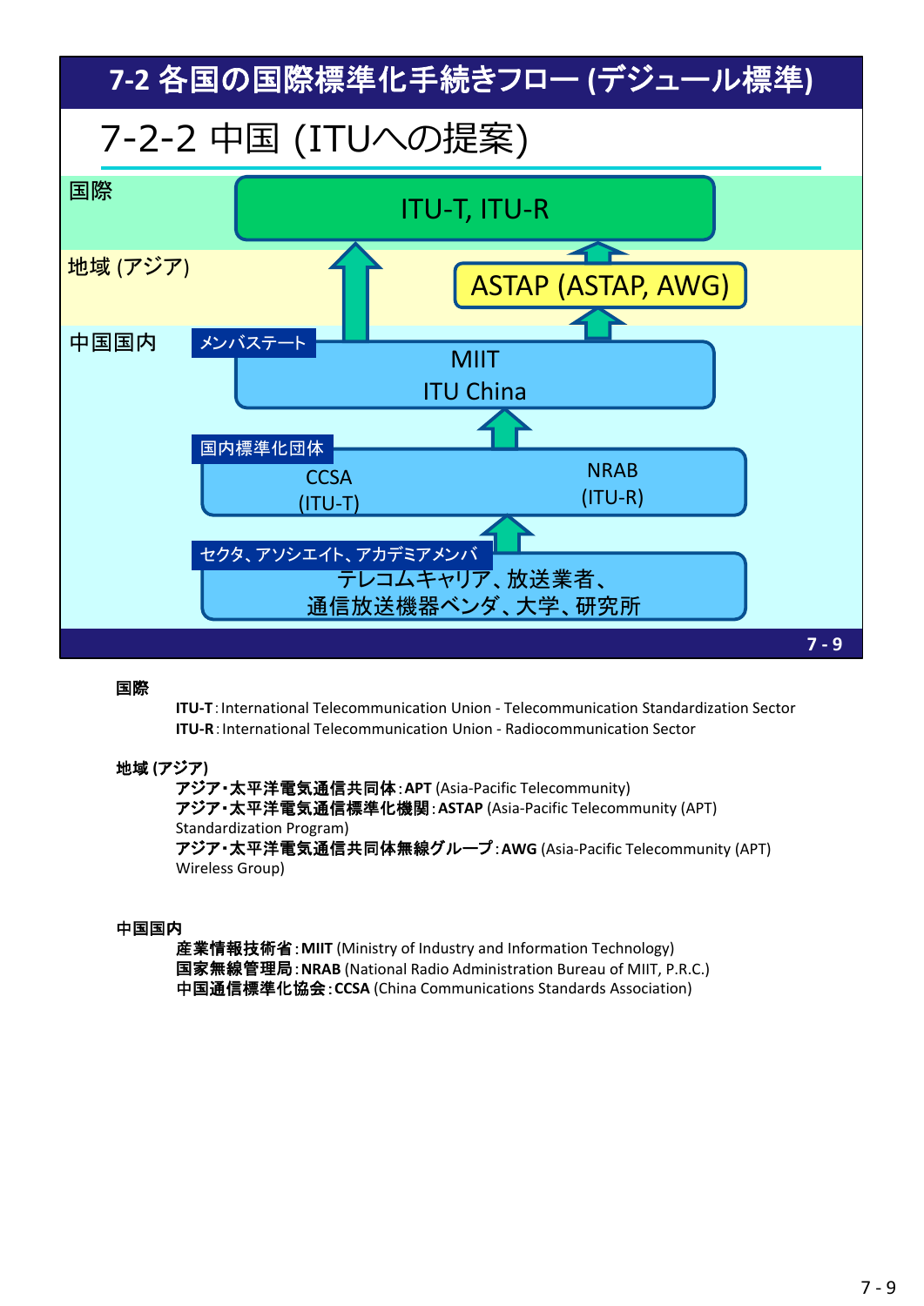# 7-2 各国の国際標準化手続きフロー (デジュール標準)

## 7-2-2 中国 (ITUへの提案)

**国際**

- ITU-T, ITU-R

**地域 (アジア)**

- ASTAP (ASTAP, AWG)

**中国国内**

- メンバステート：MIIT / ITU China
- 国内標準化団体：CCSA (ITU-T)、NRAB (ITU-R)
- セクタ、アソシエイト、アカデミアメンバ：テレコムキャリア、放送業者、通信放送機器ベンダ、大学、研究所

7 - 9

**国際**

**ITU-T**：International Telecommunication Union - Telecommunication Standardization Sector
**ITU-R**：International Telecommunication Union - Radiocommunication Sector

**地域 (アジア)**

**アジア・太平洋電気通信共同体**：**APT** (Asia-Pacific Telecommunity)
**アジア・太平洋電気通信標準化機関**：**ASTAP** (Asia-Pacific Telecommunity (APT) Standardization Program)
**アジア・太平洋電気通信共同体無線グループ**：**AWG** (Asia-Pacific Telecommunity (APT) Wireless Group)

**中国国内**

**産業情報技術省**：**MIIT** (Ministry of Industry and Information Technology)
**国家無線管理局**：**NRAB** (National Radio Administration Bureau of MIIT, P.R.C.)
**中国通信標準化協会**：**CCSA** (China Communications Standards Association)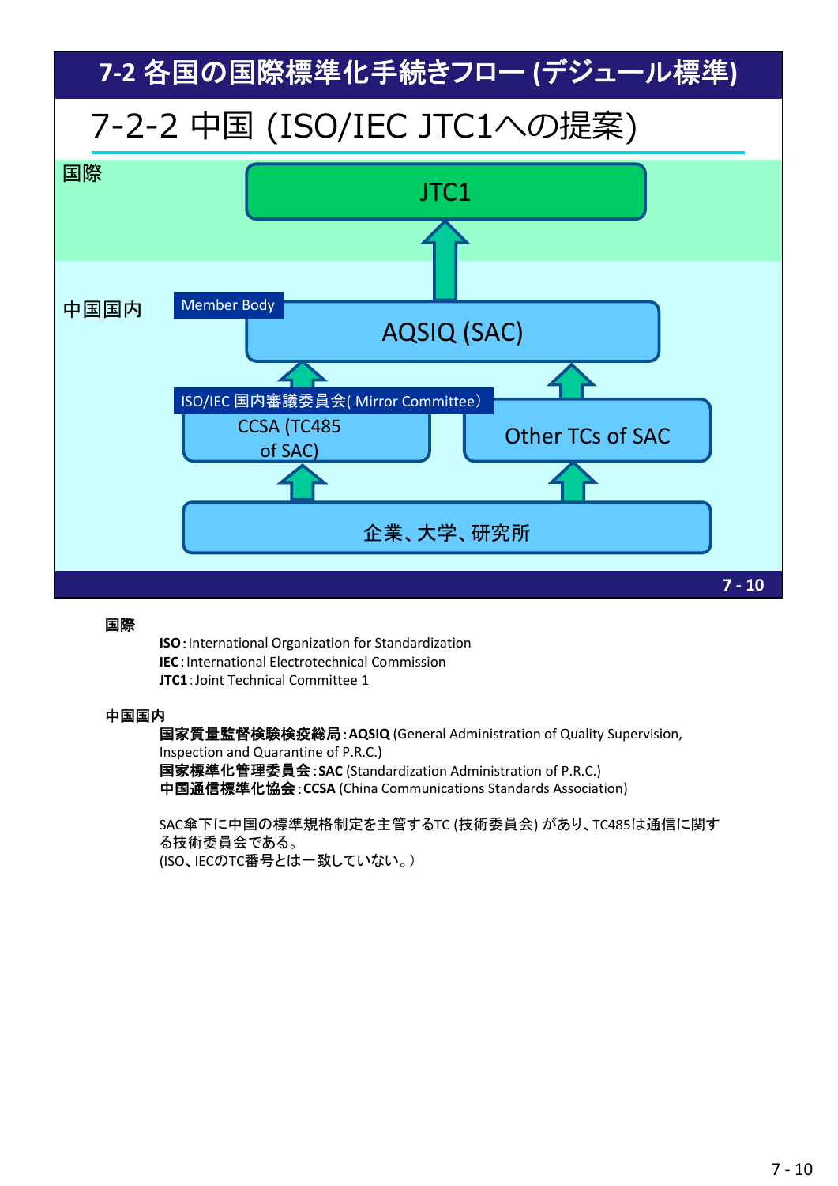# 7-2 各国の国際標準化手続きフロー (デジュール標準)

## 7-2-2 中国 (ISO/IEC JTC1への提案)

国際

JTC1

中国国内

Member Body

AQSIQ (SAC)

ISO/IEC 国内審議委員会( Mirror Committee)

CCSA (TC485 of SAC)

Other TCs of SAC

企業、大学、研究所

**国際**

**ISO**:International Organization for Standardization
**IEC**:International Electrotechnical Commission
**JTC1**:Joint Technical Committee 1

**中国国内**

**国家質量監督検験検疫総局**:**AQSIQ** (General Administration of Quality Supervision, Inspection and Quarantine of P.R.C.)
**国家標準化管理委員会**:**SAC** (Standardization Administration of P.R.C.)
**中国通信標準化協会**:**CCSA** (China Communications Standards Association)

SAC傘下に中国の標準規格制定を主管するTC (技術委員会) があり、TC485は通信に関する技術委員会である。
(ISO、IECのTC番号とは一致していない。)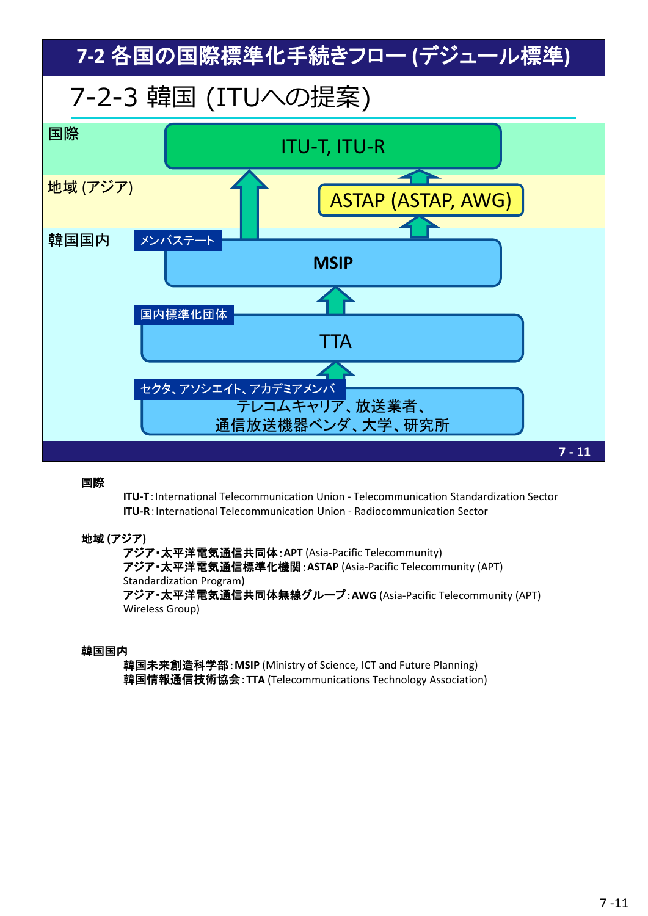# 7-2 各国の国際標準化手続きフロー (デジュール標準)

## 7-2-3 韓国 (ITUへの提案)

国際

ITU-T, ITU-R

地域 (アジア)

ASTAP (ASTAP, AWG)

韓国国内

メンバステート

MSIP

国内標準化団体

TTA

セクタ、アソシエイト、アカデミアメンバ

テレコムキャリア、放送業者、
通信放送機器ベンダ、大学、研究所

**国際**

**ITU-T**: International Telecommunication Union - Telecommunication Standardization Sector
**ITU-R**: International Telecommunication Union - Radiocommunication Sector

**地域 (アジア)**

**アジア・太平洋電気通信共同体**: **APT** (Asia-Pacific Telecommunity)
**アジア・太平洋電気通信標準化機関**: **ASTAP** (Asia-Pacific Telecommunity (APT) Standardization Program)
**アジア・太平洋電気通信共同体無線グループ**: **AWG** (Asia-Pacific Telecommunity (APT) Wireless Group)

**韓国国内**

**韓国未来創造科学部**: **MSIP** (Ministry of Science, ICT and Future Planning)
**韓国情報通信技術協会**: **TTA** (Telecommunications Technology Association)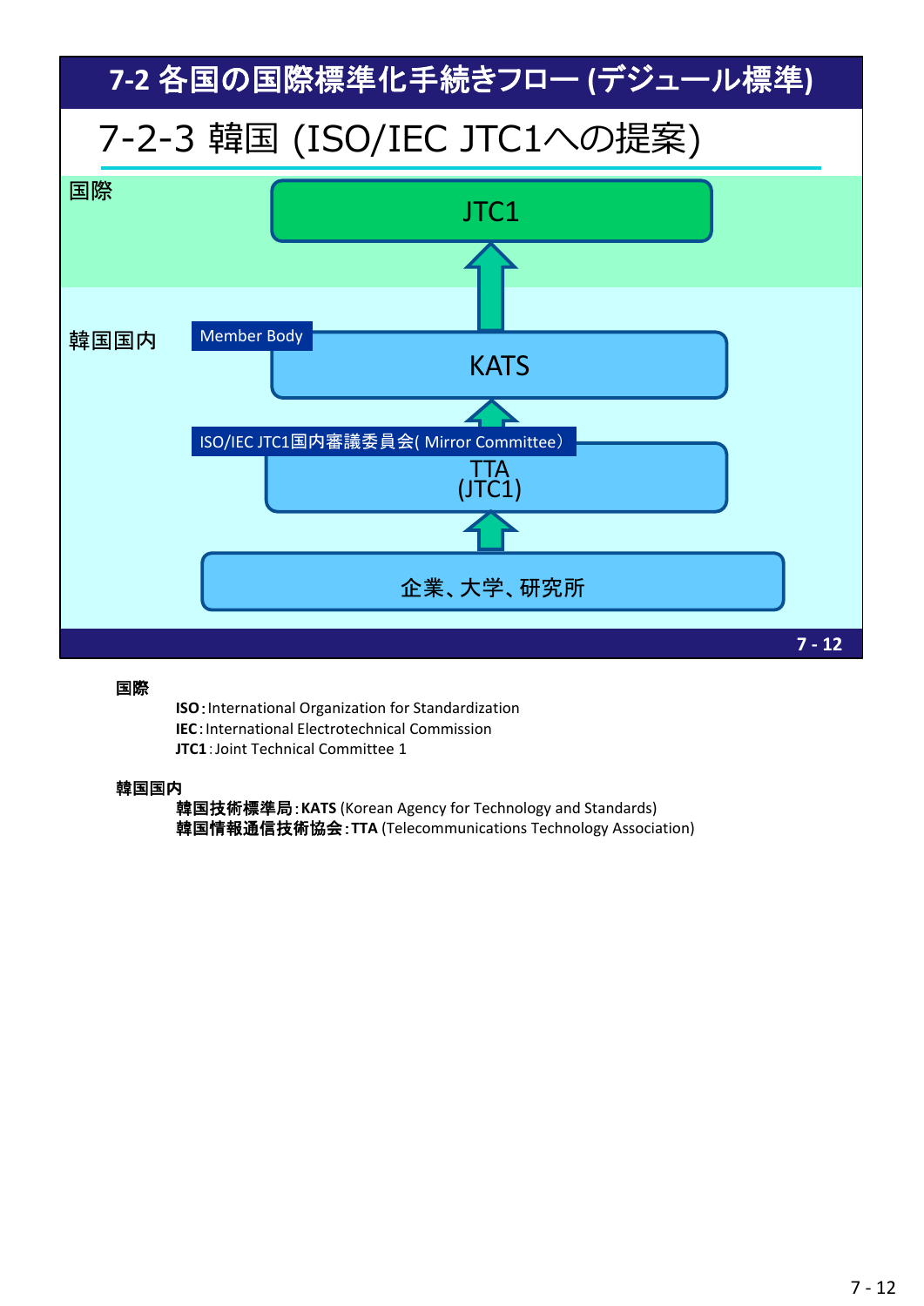# 7-2 各国の国際標準化手続きフロー (デジュール標準)

## 7-2-3 韓国 (ISO/IEC JTC1への提案)

国際

JTC1

↑

韓国国内

Member Body

KATS

↑

ISO/IEC JTC1国内審議委員会( Mirror Committee)

TTA
(JTC1)

↑

企業、大学、研究所

**国際**

- **ISO**: International Organization for Standardization
- **IEC**: International Electrotechnical Commission
- **JTC1**: Joint Technical Committee 1

**韓国国内**

- **韓国技術標準局**: **KATS** (Korean Agency for Technology and Standards)
- **韓国情報通信技術協会**: **TTA** (Telecommunications Technology Association)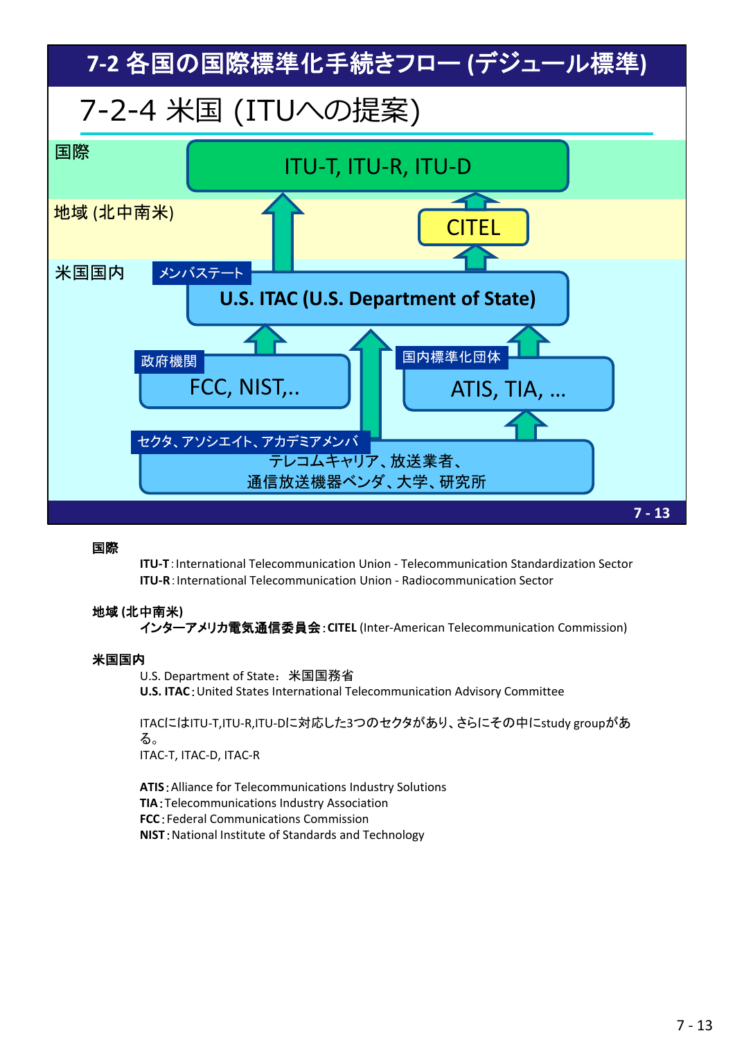## 7-2 各国の国際標準化手続きフロー (デジュール標準)

### 7-2-4 米国 (ITUへの提案)

**国際**
- ITU-T, ITU-R, ITU-D

**地域 (北中南米)**
- CITEL

**米国国内**
- メンバステート: U.S. ITAC (U.S. Department of State)
- 政府機関: FCC, NIST,..
- 国内標準化団体: ATIS, TIA, …
- セクタ、アソシエイト、アカデミアメンバ: テレコムキャリア、放送業者、通信放送機器ベンダ、大学、研究所

**国際**

**ITU-T**: International Telecommunication Union - Telecommunication Standardization Sector
**ITU-R**: International Telecommunication Union - Radiocommunication Sector

**地域 (北中南米)**

**インターアメリカ電気通信委員会**: **CITEL** (Inter-American Telecommunication Commission)

**米国国内**

U.S. Department of State: 米国国務省
**U.S. ITAC**: United States International Telecommunication Advisory Committee

ITACにはITU-T,ITU-R,ITU-Dに対応した3つのセクタがあり、さらにその中にstudy groupがある。
ITAC-T, ITAC-D, ITAC-R

**ATIS**: Alliance for Telecommunications Industry Solutions
**TIA**: Telecommunications Industry Association
**FCC**: Federal Communications Commission
**NIST**: National Institute of Standards and Technology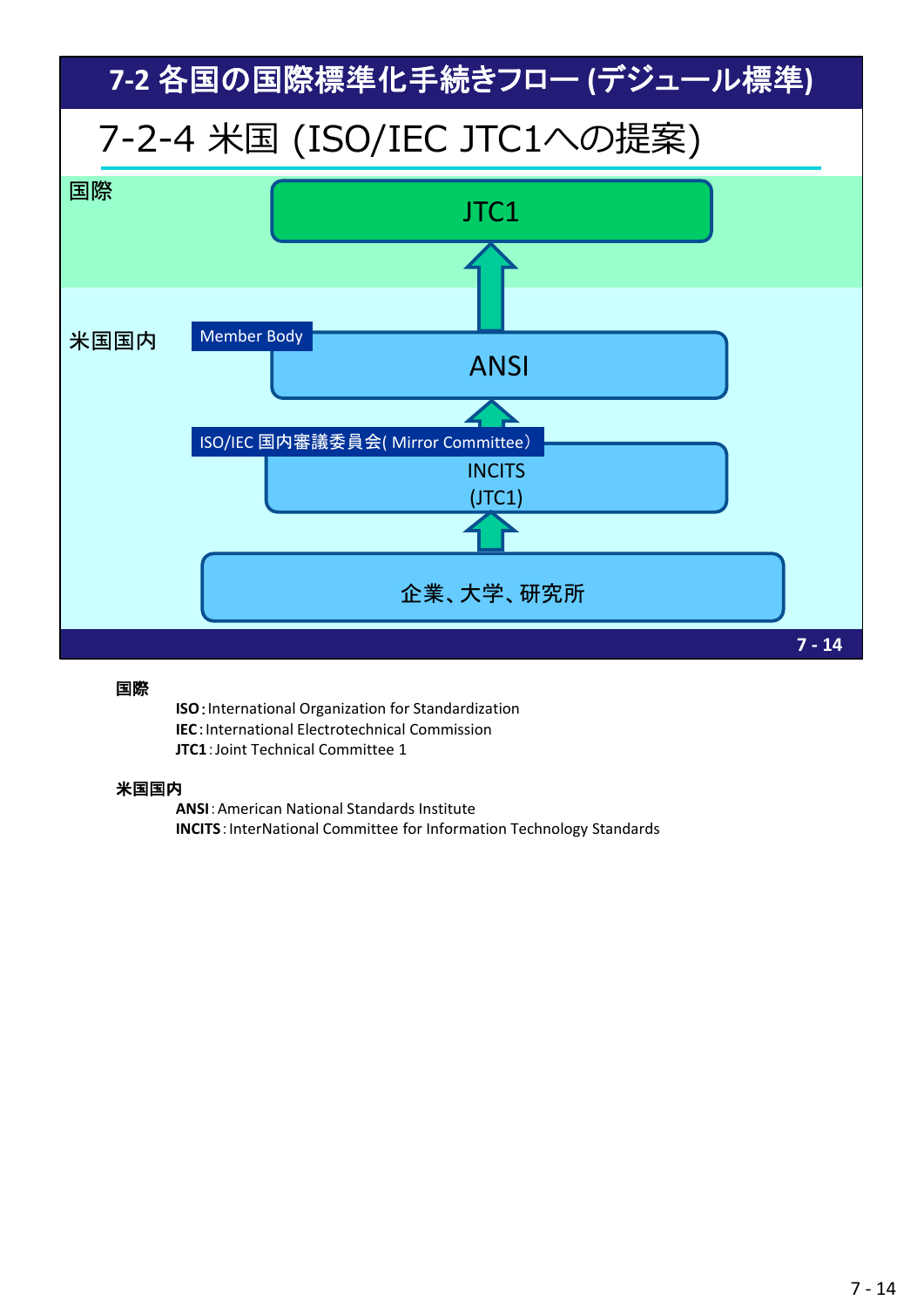# 7-2 各国の国際標準化手続きフロー (デジュール標準)

## 7-2-4 米国 (ISO/IEC JTC1への提案)

国際

JTC1

米国国内

Member Body

ANSI

ISO/IEC 国内審議委員会( Mirror Committee）

INCITS
(JTC1)

企業、大学、研究所

7 - 14

**国際**

- **ISO**: International Organization for Standardization
- **IEC**: International Electrotechnical Commission
- **JTC1**: Joint Technical Committee 1

**米国国内**

- **ANSI**: American National Standards Institute
- **INCITS**: InterNational Committee for Information Technology Standards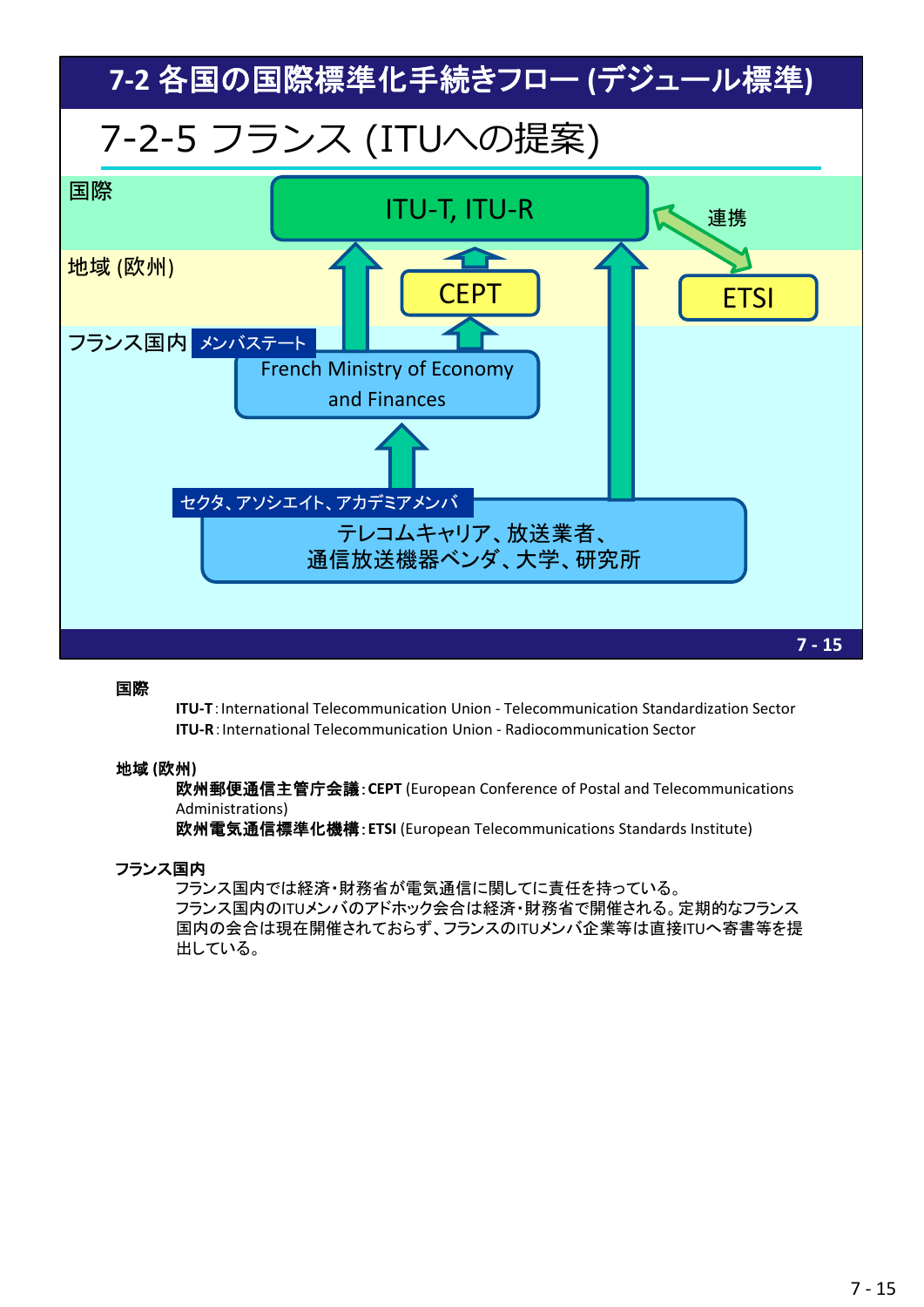# 7-2 各国の国際標準化手続きフロー (デジュール標準)

## 7-2-5 フランス (ITUへの提案)

国際

ITU-T, ITU-R

連携

地域 (欧州)

CEPT

ETSI

フランス国内 メンバステート

French Ministry of Economy and Finances

セクタ、アソシエイト、アカデミアメンバ

テレコムキャリア、放送業者、通信放送機器ベンダ、大学、研究所

**国際**

**ITU-T**: International Telecommunication Union - Telecommunication Standardization Sector
**ITU-R**: International Telecommunication Union - Radiocommunication Sector

**地域 (欧州)**

**欧州郵便通信主管庁会議**: **CEPT** (European Conference of Postal and Telecommunications Administrations)
**欧州電気通信標準化機構**: **ETSI** (European Telecommunications Standards Institute)

**フランス国内**

フランス国内では経済・財務省が電気通信に関してに責任を持っている。
フランス国内のITUメンバのアドホック会合は経済・財務省で開催される。定期的なフランス国内の会合は現在開催されておらず、フランスのITUメンバ企業等は直接ITUへ寄書等を提出している。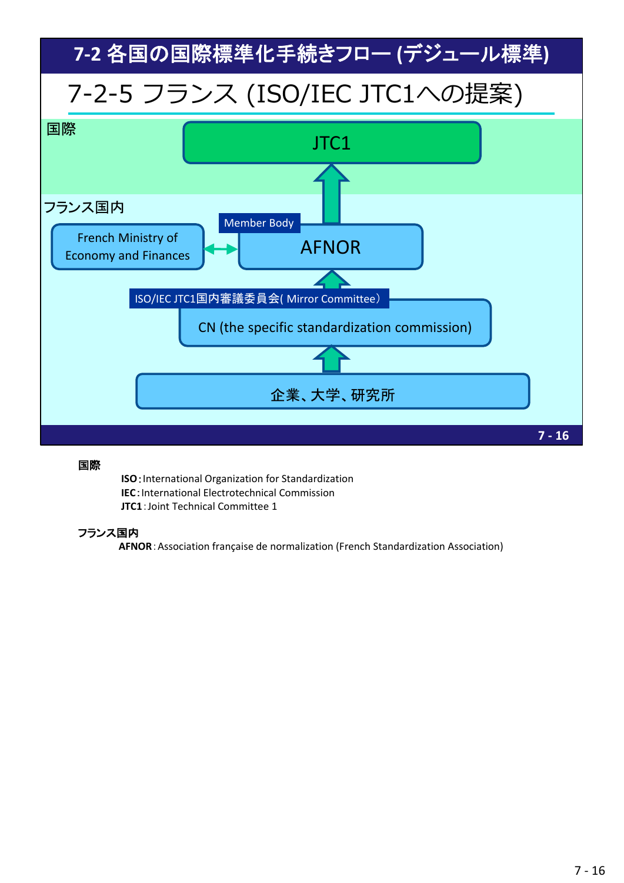# 7-2 各国の国際標準化手続きフロー (デジュール標準)

## 7-2-5 フランス (ISO/IEC JTC1への提案)

国際

- JTC1

フランス国内

- French Ministry of Economy and Finances ↔ AFNOR (Member Body)
- AFNOR → JTC1
- ISO/IEC JTC1国内審議委員会( Mirror Committee）: CN (the specific standardization commission) → AFNOR
- 企業、大学、研究所 → CN (the specific standardization commission)

**国際**

**ISO**：International Organization for Standardization
**IEC**：International Electrotechnical Commission
**JTC1**：Joint Technical Committee 1

**フランス国内**

**AFNOR**：Association française de normalization (French Standardization Association)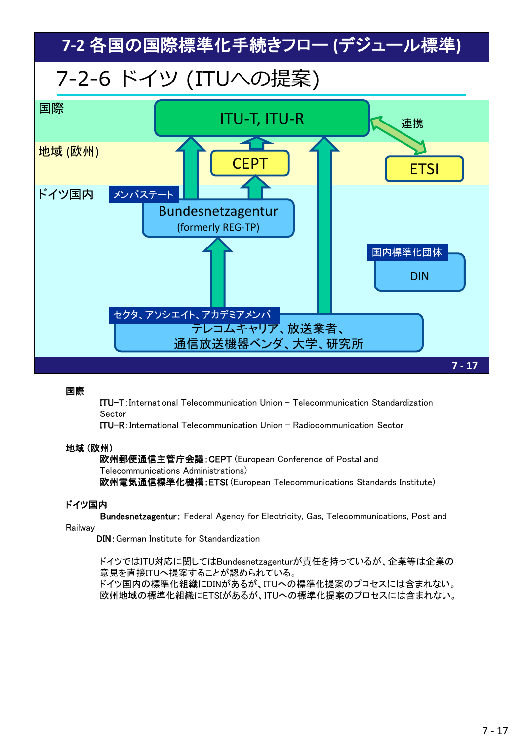# 7-2 各国の国際標準化手続きフロー (デジュール標準)

## 7-2-6 ドイツ (ITUへの提案)

国際

ITU-T, ITU-R

連携

地域 (欧州)

CEPT

ETSI

ドイツ国内

メンバステート

Bundesnetzagentur
(formerly REG-TP)

国内標準化団体

DIN

セクタ、アソシエイト、アカデミアメンバ

テレコムキャリア、放送業者、
通信放送機器ベンダ、大学、研究所

**国際**

**ITU-T**:International Telecommunication Union – Telecommunication Standardization Sector

**ITU-R**:International Telecommunication Union – Radiocommunication Sector

**地域 (欧州)**

**欧州郵便通信主管庁会議:CEPT** (European Conference of Postal and Telecommunications Administrations)

**欧州電気通信標準化機構:ETSI** (European Telecommunications Standards Institute)

**ドイツ国内**

**Bundesnetzagentur**: Federal Agency for Electricity, Gas, Telecommunications, Post and Railway

**DIN**:German Institute for Standardization

ドイツではITU対応に関してはBundesnetzagenturが責任を持っているが、企業等は企業の意見を直接ITUへ提案することが認められている。
ドイツ国内の標準化組織にDINがあるが、ITUへの標準化提案のプロセスには含まれない。
欧州地域の標準化組織にETSIがあるが、ITUへの標準化提案のプロセスには含まれない。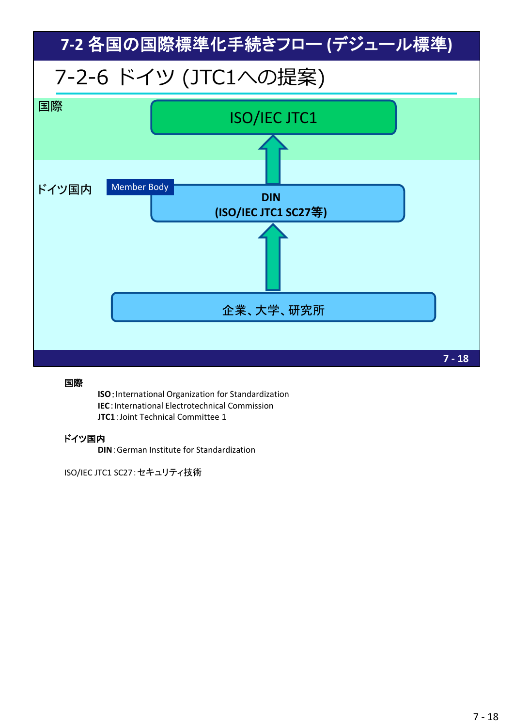# 7-2 各国の国際標準化手続きフロー (デジュール標準)

## 7-2-6 ドイツ (JTC1への提案)

国際

ISO/IEC JTC1

ドイツ国内

Member Body

DIN
(ISO/IEC JTC1 SC27等)

企業、大学、研究所

**国際**

**ISO**:International Organization for Standardization
**IEC**:International Electrotechnical Commission
**JTC1**:Joint Technical Committee 1

**ドイツ国内**

**DIN**:German Institute for Standardization

ISO/IEC JTC1 SC27:セキュリティ技術